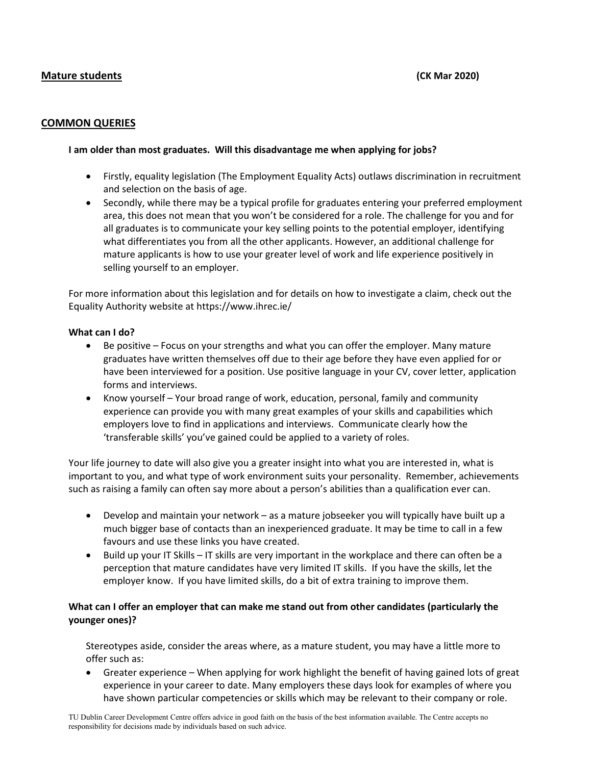## Mature students (CK Mar 2020)

## COMMON QUERIES

**I am older than most graduates. Will this disadvantage me when applying for jobs?**

- Firstly, equality legislation (The Employment Equality Acts) outlaws discrimination in recruitment and selection on the basis of age.
- Secondly, while there may be a typical profile for graduates entering your preferred employment area, this does not mean that you won't be considered for a role. The challenge for you and for all graduates is to communicate your key selling points to the potential employer, identifying what differentiates you from all the other applicants. However, an additional challenge for mature applicants is how to use your greater level of work and life experience positively in selling yourself to an employer.

For more information about this legislation and for details on how to investigate a claim, check out the Equality Authority website at https://www.ihrec.ie/

**What can I do?**

- Be positive – Focus on your strengths and what you can offer the employer. Many mature graduates have written themselves off due to their age before they have even applied for or have been interviewed for a position. Use positive language in your CV, cover letter, application forms and interviews.
- Know yourself – Your broad range of work, education, personal, family and community experience can provide you with many great examples of your skills and capabilities which employers love to find in applications and interviews. Communicate clearly how the 'transferable skills' you've gained could be applied to a variety of roles.

Your life journey to date will also give you a greater insight into what you are interested in, what is important to you, and what type of work environment suits your personality. Remember, achievements such as raising a family can often say more about a person's abilities than a qualification ever can.

- Develop and maintain your network – as a mature jobseeker you will typically have built up a much bigger base of contacts than an inexperienced graduate. It may be time to call in a few favours and use these links you have created.
- Build up your IT Skills – IT skills are very important in the workplace and there can often be a perception that mature candidates have very limited IT skills. If you have the skills, let the employer know. If you have limited skills, do a bit of extra training to improve them.

**What can I offer an employer that can make me stand out from other candidates (particularly the younger ones)?**

Stereotypes aside, consider the areas where, as a mature student, you may have a little more to offer such as:

- Greater experience – When applying for work highlight the benefit of having gained lots of great experience in your career to date. Many employers these days look for examples of where you have shown particular competencies or skills which may be relevant to their company or role.

TU Dublin Career Development Centre offers advice in good faith on the basis of the best information available. The Centre accepts no responsibility for decisions made by individuals based on such advice.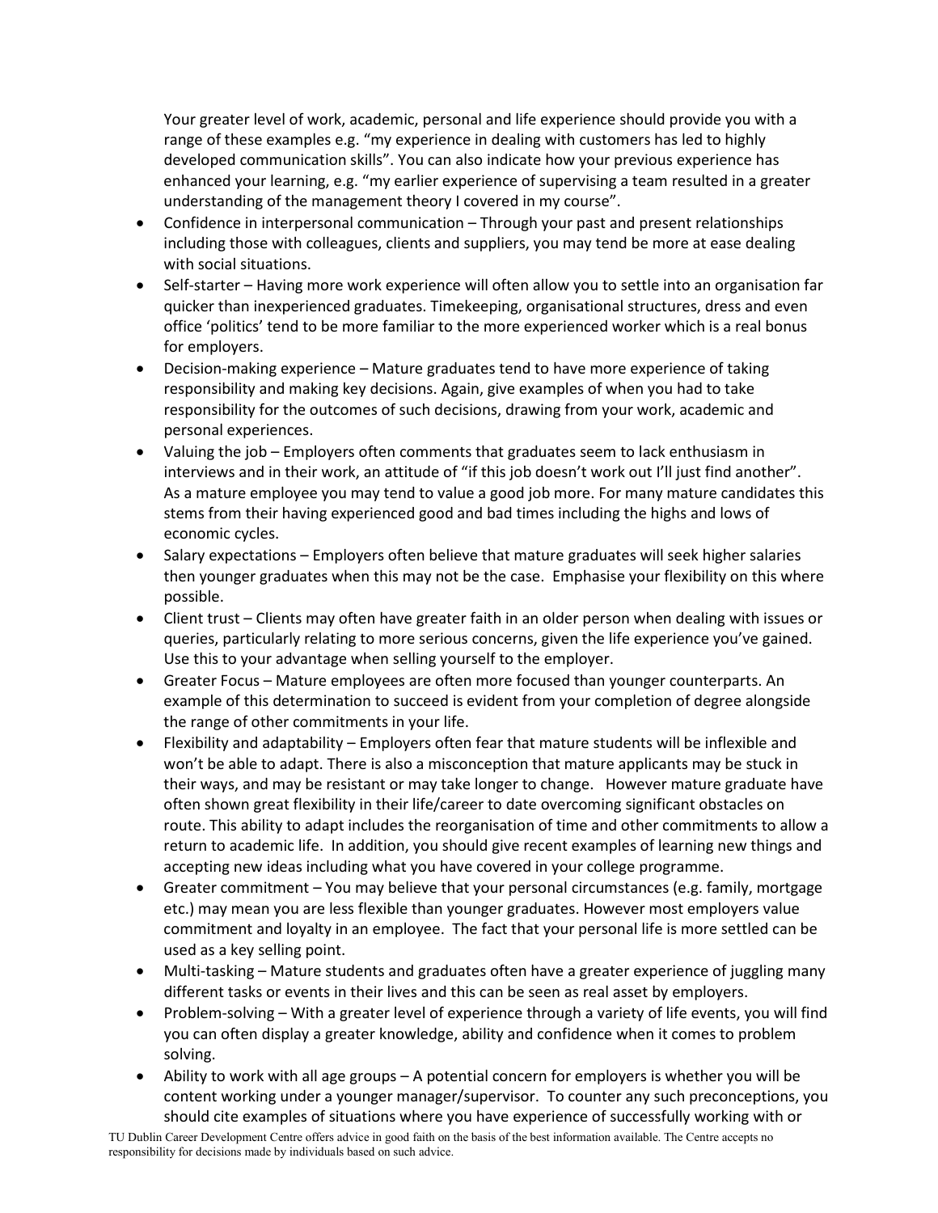Your greater level of work, academic, personal and life experience should provide you with a range of these examples e.g. "my experience in dealing with customers has led to highly developed communication skills". You can also indicate how your previous experience has enhanced your learning, e.g. "my earlier experience of supervising a team resulted in a greater understanding of the management theory I covered in my course".

- Confidence in interpersonal communication – Through your past and present relationships including those with colleagues, clients and suppliers, you may tend be more at ease dealing with social situations.
- Self-starter – Having more work experience will often allow you to settle into an organisation far quicker than inexperienced graduates. Timekeeping, organisational structures, dress and even office 'politics' tend to be more familiar to the more experienced worker which is a real bonus for employers.
- Decision-making experience – Mature graduates tend to have more experience of taking responsibility and making key decisions. Again, give examples of when you had to take responsibility for the outcomes of such decisions, drawing from your work, academic and personal experiences.
- Valuing the job – Employers often comments that graduates seem to lack enthusiasm in interviews and in their work, an attitude of "if this job doesn't work out I'll just find another". As a mature employee you may tend to value a good job more. For many mature candidates this stems from their having experienced good and bad times including the highs and lows of economic cycles.
- Salary expectations – Employers often believe that mature graduates will seek higher salaries then younger graduates when this may not be the case. Emphasise your flexibility on this where possible.
- Client trust – Clients may often have greater faith in an older person when dealing with issues or queries, particularly relating to more serious concerns, given the life experience you've gained. Use this to your advantage when selling yourself to the employer.
- Greater Focus – Mature employees are often more focused than younger counterparts. An example of this determination to succeed is evident from your completion of degree alongside the range of other commitments in your life.
- Flexibility and adaptability – Employers often fear that mature students will be inflexible and won't be able to adapt. There is also a misconception that mature applicants may be stuck in their ways, and may be resistant or may take longer to change. However mature graduate have often shown great flexibility in their life/career to date overcoming significant obstacles on route. This ability to adapt includes the reorganisation of time and other commitments to allow a return to academic life. In addition, you should give recent examples of learning new things and accepting new ideas including what you have covered in your college programme.
- Greater commitment – You may believe that your personal circumstances (e.g. family, mortgage etc.) may mean you are less flexible than younger graduates. However most employers value commitment and loyalty in an employee. The fact that your personal life is more settled can be used as a key selling point.
- Multi-tasking – Mature students and graduates often have a greater experience of juggling many different tasks or events in their lives and this can be seen as real asset by employers.
- Problem-solving – With a greater level of experience through a variety of life events, you will find you can often display a greater knowledge, ability and confidence when it comes to problem solving.
- Ability to work with all age groups – A potential concern for employers is whether you will be content working under a younger manager/supervisor. To counter any such preconceptions, you should cite examples of situations where you have experience of successfully working with or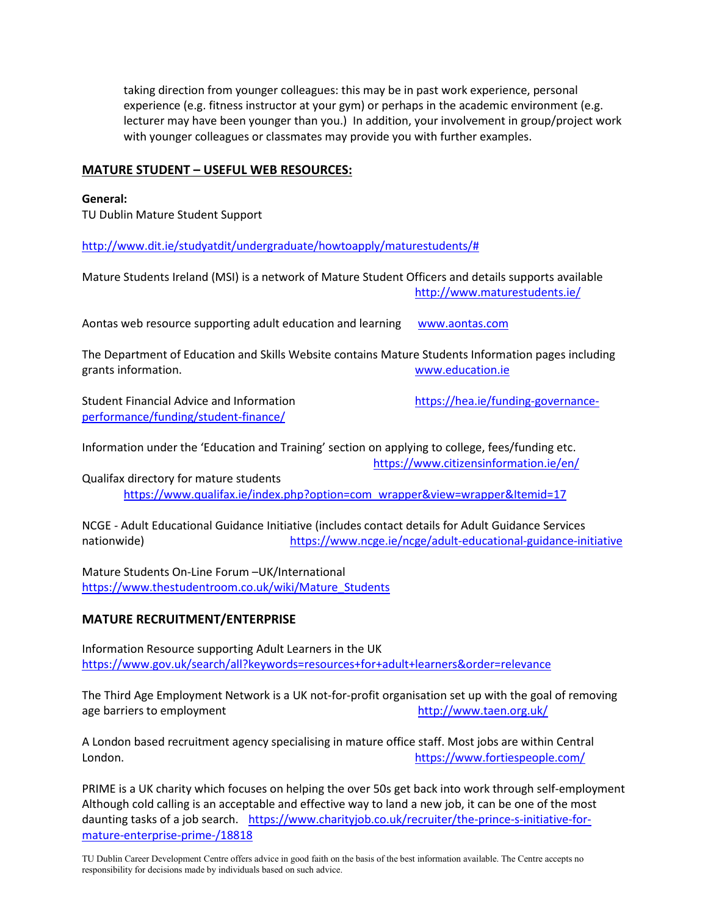taking direction from younger colleagues: this may be in past work experience, personal experience (e.g. fitness instructor at your gym) or perhaps in the academic environment (e.g. lecturer may have been younger than you.) In addition, your involvement in group/project work with younger colleagues or classmates may provide you with further examples.

## MATURE STUDENT – USEFUL WEB RESOURCES:

**General:**

TU Dublin Mature Student Support

http://www.dit.ie/studyatdit/undergraduate/howtoapply/maturestudents/#

Mature Students Ireland (MSI) is a network of Mature Student Officers and details supports available http://www.maturestudents.ie/

Aontas web resource supporting adult education and learning www.aontas.com

The Department of Education and Skills Website contains Mature Students Information pages including grants information. www.education.ie

Student Financial Advice and Information https://hea.ie/funding-governance-performance/funding/student-finance/

Information under the 'Education and Training' section on applying to college, fees/funding etc. https://www.citizensinformation.ie/en/

Qualifax directory for mature students
https://www.qualifax.ie/index.php?option=com_wrapper&view=wrapper&Itemid=17

NCGE - Adult Educational Guidance Initiative (includes contact details for Adult Guidance Services nationwide) https://www.ncge.ie/ncge/adult-educational-guidance-initiative

Mature Students On-Line Forum –UK/International
https://www.thestudentroom.co.uk/wiki/Mature_Students

## MATURE RECRUITMENT/ENTERPRISE

Information Resource supporting Adult Learners in the UK
https://www.gov.uk/search/all?keywords=resources+for+adult+learners&order=relevance

The Third Age Employment Network is a UK not-for-profit organisation set up with the goal of removing age barriers to employment http://www.taen.org.uk/

A London based recruitment agency specialising in mature office staff. Most jobs are within Central London. https://www.fortiespeople.com/

PRIME is a UK charity which focuses on helping the over 50s get back into work through self-employment Although cold calling is an acceptable and effective way to land a new job, it can be one of the most daunting tasks of a job search. https://www.charityjob.co.uk/recruiter/the-prince-s-initiative-for-mature-enterprise-prime-/18818

TU Dublin Career Development Centre offers advice in good faith on the basis of the best information available. The Centre accepts no responsibility for decisions made by individuals based on such advice.